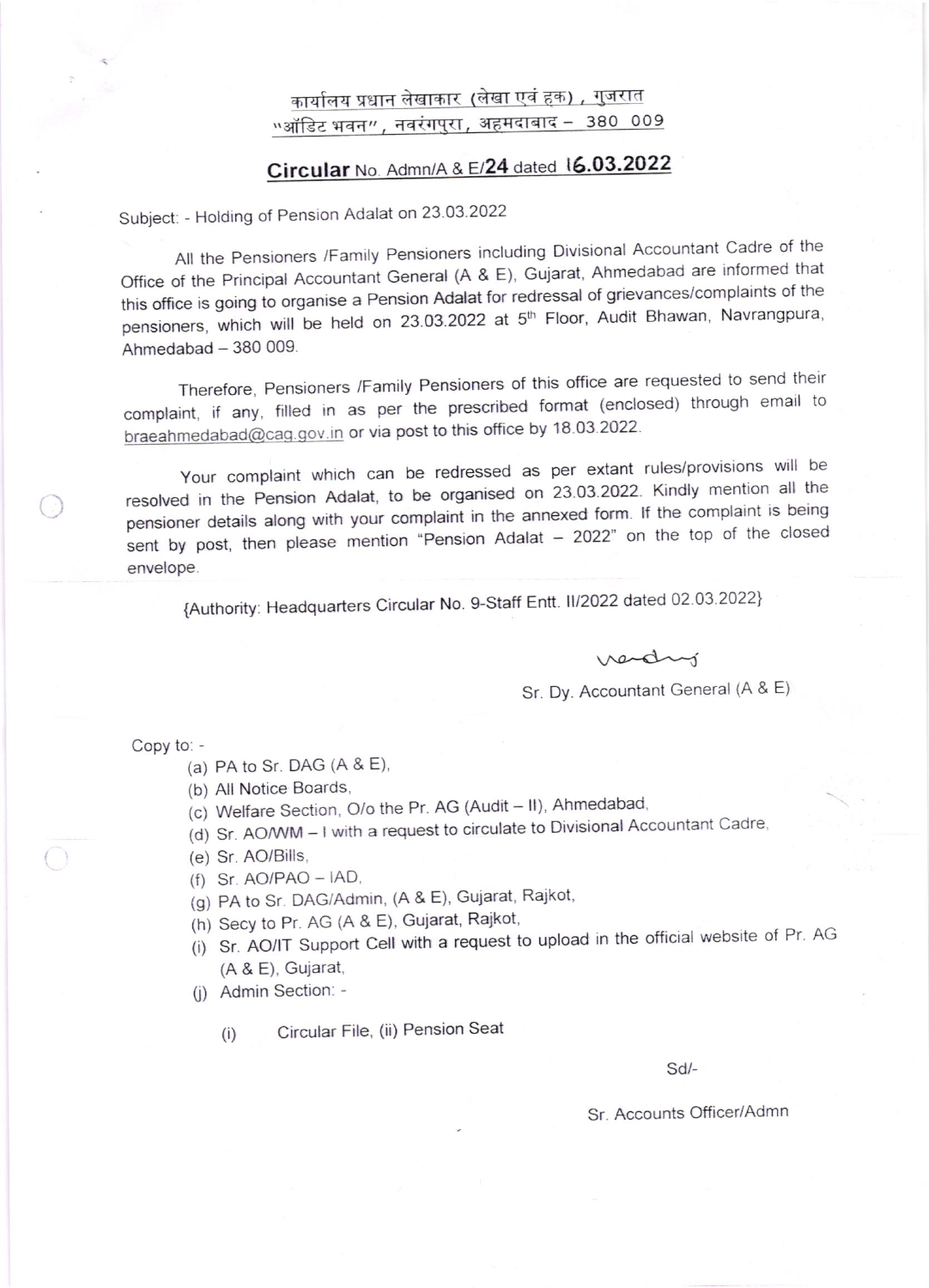कार्यालय प्रधान लेखाकार (लेखा एवं हक), गुजरात
"ऑडिट भवन", नवरंगपुरा, अहमदाबाद – 380 009

## Circular No. Admn/A & E/24 dated 16.03.2022

Subject: - Holding of Pension Adalat on 23.03.2022

All the Pensioners /Family Pensioners including Divisional Accountant Cadre of the Office of the Principal Accountant General (A & E), Gujarat, Ahmedabad are informed that this office is going to organise a Pension Adalat for redressal of grievances/complaints of the pensioners, which will be held on 23.03.2022 at 5th Floor, Audit Bhawan, Navrangpura, Ahmedabad – 380 009.

Therefore, Pensioners /Family Pensioners of this office are requested to send their complaint, if any, filled in as per the prescribed format (enclosed) through email to braeahmedabad@cag.gov.in or via post to this office by 18.03.2022.

Your complaint which can be redressed as per extant rules/provisions will be resolved in the Pension Adalat, to be organised on 23.03.2022. Kindly mention all the pensioner details along with your complaint in the annexed form. If the complaint is being sent by post, then please mention "Pension Adalat – 2022" on the top of the closed envelope.

{Authority: Headquarters Circular No. 9-Staff Entt. II/2022 dated 02.03.2022}

Sr. Dy. Accountant General (A & E)

Copy to: -

(a) PA to Sr. DAG (A & E),
(b) All Notice Boards,
(c) Welfare Section, O/o the Pr. AG (Audit – II), Ahmedabad,
(d) Sr. AO/WM – I with a request to circulate to Divisional Accountant Cadre,
(e) Sr. AO/Bills,
(f) Sr. AO/PAO – IAD,
(g) PA to Sr. DAG/Admin, (A & E), Gujarat, Rajkot,
(h) Secy to Pr. AG (A & E), Gujarat, Rajkot,
(i) Sr. AO/IT Support Cell with a request to upload in the official website of Pr. AG (A & E), Gujarat,
(j) Admin Section: -

(i) Circular File, (ii) Pension Seat

Sd/-

Sr. Accounts Officer/Admn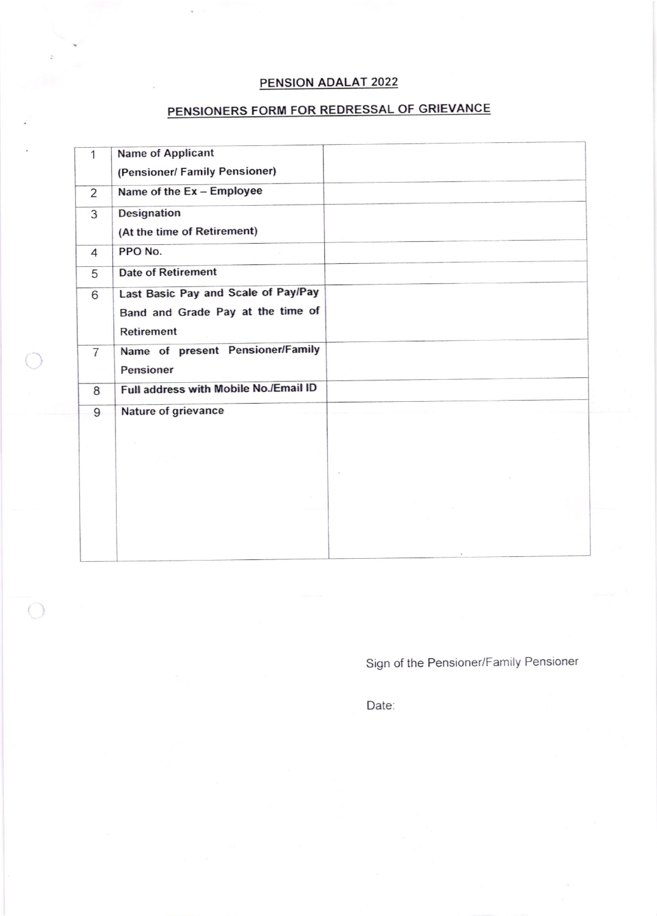## PENSION ADALAT 2022

## PENSIONERS FORM FOR REDRESSAL OF GRIEVANCE

| | | |
|---|---|---|
| 1 | Name of Applicant<br>(Pensioner/ Family Pensioner) | |
| 2 | Name of the Ex – Employee | |
| 3 | Designation<br>(At the time of Retirement) | |
| 4 | PPO No. | |
| 5 | Date of Retirement | |
| 6 | Last Basic Pay and Scale of Pay/Pay Band and Grade Pay at the time of Retirement | |
| 7 | Name of present Pensioner/Family Pensioner | |
| 8 | Full address with Mobile No./Email ID | |
| 9 | Nature of grievance | |

Sign of the Pensioner/Family Pensioner

Date: